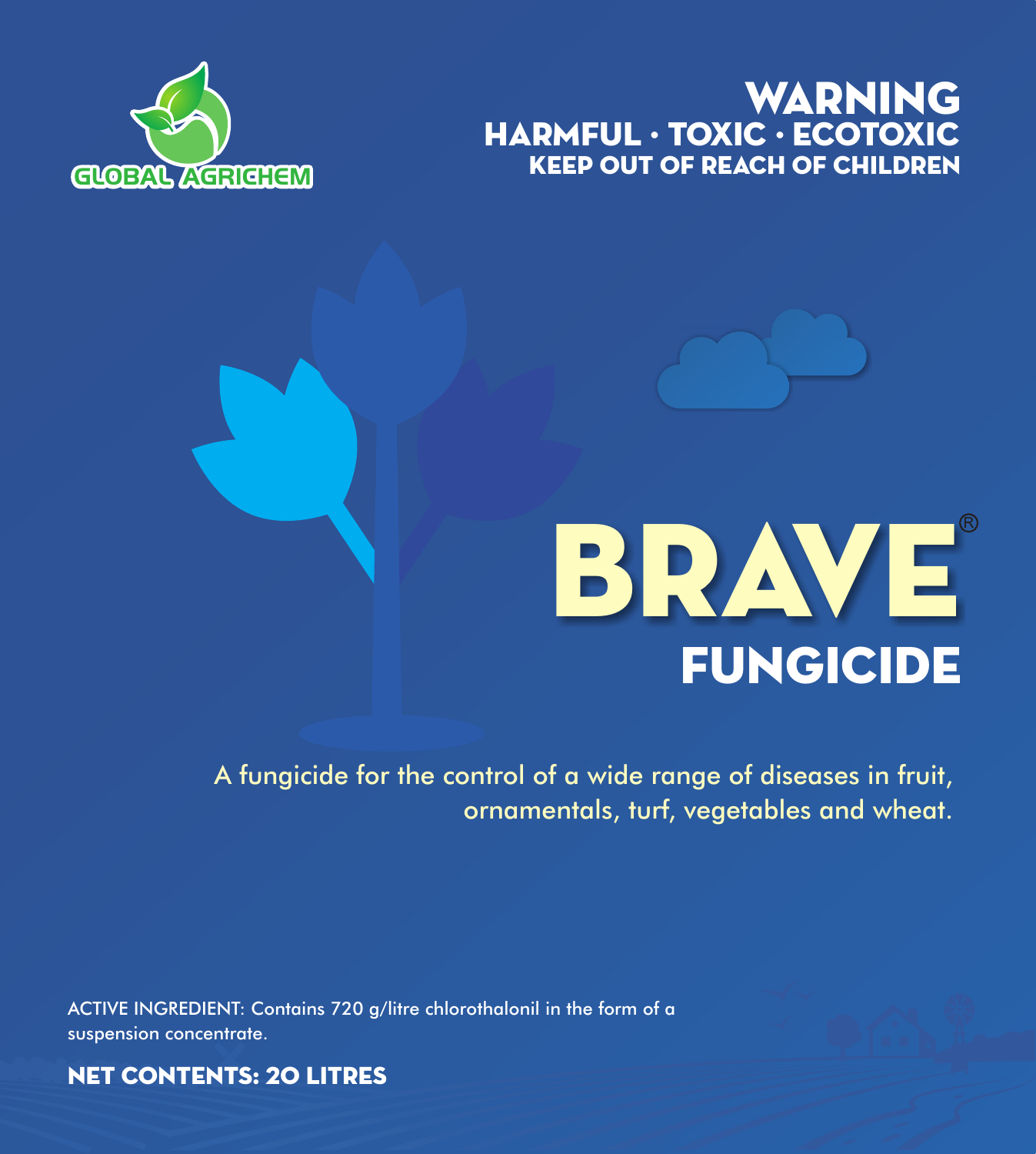GLOBAL AGRICHEM

**WARNING**
**HARMFUL · TOXIC · ECOTOXIC**
**KEEP OUT OF REACH OF CHILDREN**

# BRAVE®

## FUNGICIDE

A fungicide for the control of a wide range of diseases in fruit, ornamentals, turf, vegetables and wheat.

ACTIVE INGREDIENT: Contains 720 g/litre chlorothalonil in the form of a suspension concentrate.

**NET CONTENTS: 20 LITRES**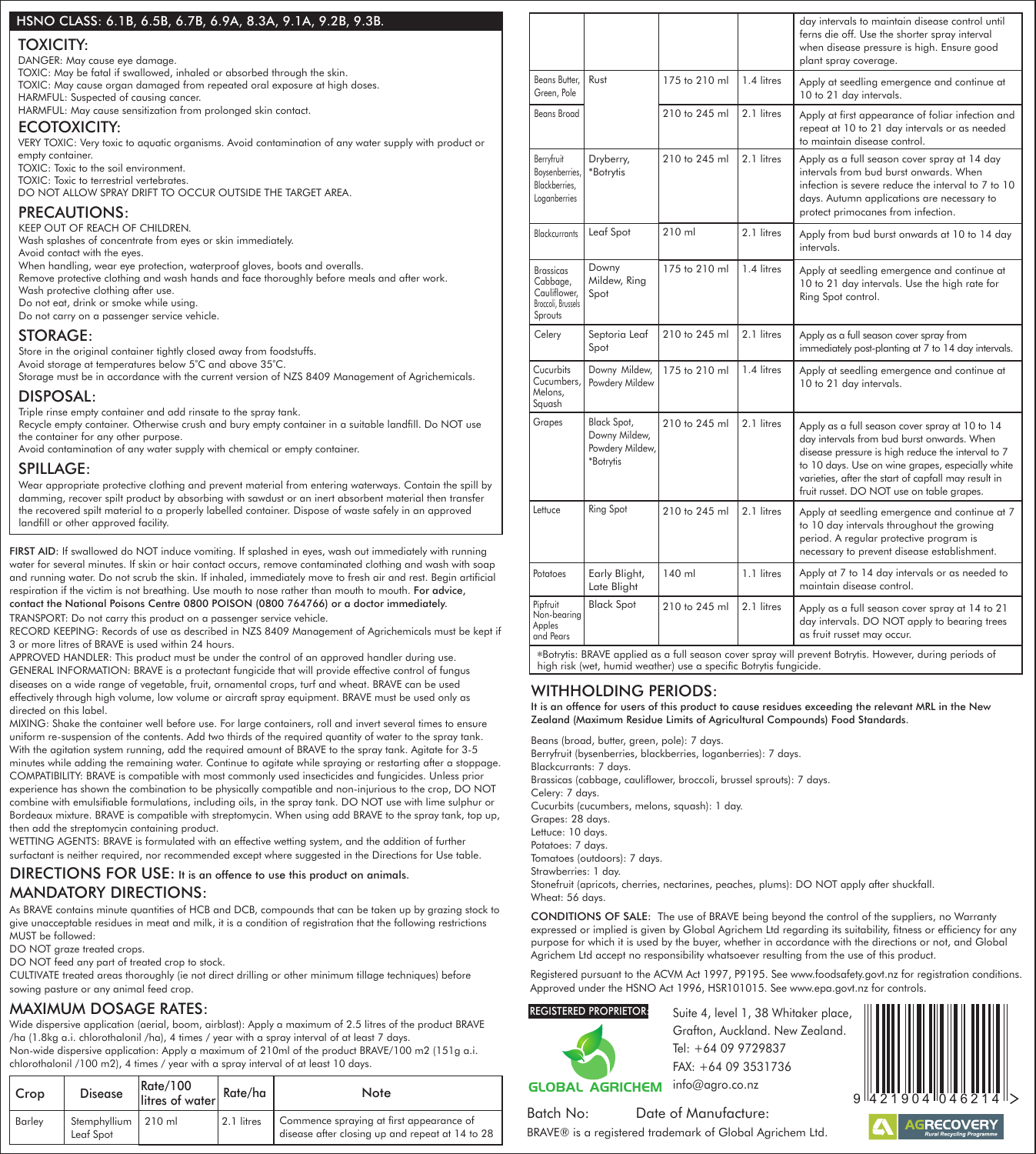HSNO CLASS: 6.1B, 6.5B, 6.7B, 6.9A, 8.3A, 9.1A, 9.2B, 9.3B.

## TOXICITY:

DANGER: May cause eye damage.
TOXIC: May be fatal if swallowed, inhaled or absorbed through the skin.
TOXIC: May cause organ damaged from repeated oral exposure at high doses.
HARMFUL: Suspected of causing cancer.
HARMFUL: May cause sensitization from prolonged skin contact.

## ECOTOXICITY:

VERY TOXIC: Very toxic to aquatic organisms. Avoid contamination of any water supply with product or empty container.
TOXIC: Toxic to the soil environment.
TOXIC: Toxic to terrestrial vertebrates.
DO NOT ALLOW SPRAY DRIFT TO OCCUR OUTSIDE THE TARGET AREA.

## PRECAUTIONS:

KEEP OUT OF REACH OF CHILDREN.
Wash splashes of concentrate from eyes or skin immediately.
Avoid contact with the eyes.
When handling, wear eye protection, waterproof gloves, boots and overalls.
Remove protective clothing and wash hands and face thoroughly before meals and after work.
Wash protective clothing after use.
Do not eat, drink or smoke while using.
Do not carry on a passenger service vehicle.

## STORAGE:

Store in the original container tightly closed away from foodstuffs.
Avoid storage at temperatures below 5°C and above 35°C.
Storage must be in accordance with the current version of NZS 8409 Management of Agrichemicals.

## DISPOSAL:

Triple rinse empty container and add rinsate to the spray tank.
Recycle empty container. Otherwise crush and bury empty container in a suitable landfill. Do NOT use the container for any other purpose.
Avoid contamination of any water supply with chemical or empty container.

## SPILLAGE:

Wear appropriate protective clothing and prevent material from entering waterways. Contain the spill by damming, recover spilt product by absorbing with sawdust or an inert absorbent material then transfer the recovered spilt material to a properly labelled container. Dispose of waste safely in an approved landfill or other approved facility.

FIRST AID: If swallowed do NOT induce vomiting. If splashed in eyes, wash out immediately with running water for several minutes. If skin or hair contact occurs, remove contaminated clothing and wash with soap and running water. Do not scrub the skin. If inhaled, immediately move to fresh air and rest. Begin artificial respiration if the victim is not breathing. Use mouth to nose rather than mouth to mouth. **For advice, contact the National Poisons Centre 0800 POISON (0800 764766) or a doctor immediately.**

TRANSPORT: Do not carry this product on a passenger service vehicle.

RECORD KEEPING: Records of use as described in NZS 8409 Management of Agrichemicals must be kept if 3 or more litres of BRAVE is used within 24 hours.

APPROVED HANDLER: This product must be under the control of an approved handler during use.

GENERAL INFORMATION: BRAVE is a protectant fungicide that will provide effective control of fungus diseases on a wide range of vegetable, fruit, ornamental crops, turf and wheat. BRAVE can be used effectively through high volume, low volume or aircraft spray equipment. BRAVE must be used only as directed on this label.

MIXING: Shake the container well before use. For large containers, roll and invert several times to ensure uniform re-suspension of the contents. Add two thirds of the required quantity of water to the spray tank. With the agitation system running, add the required amount of BRAVE to the spray tank. Agitate for 3-5 minutes while adding the remaining water. Continue to agitate while spraying or restarting after a stoppage.

COMPATIBILITY: BRAVE is compatible with most commonly used insecticides and fungicides. Unless prior experience has shown the combination to be physically compatible and non-injurious to the crop, DO NOT combine with emulsifiable formulations, including oils, in the spray tank. DO NOT use with lime sulphur or Bordeaux mixture. BRAVE is compatible with streptomycin. When using add BRAVE to the spray tank, top up, then add the streptomycin containing product.

WETTING AGENTS: BRAVE is formulated with an effective wetting system, and the addition of further surfactant is neither required, nor recommended except where suggested in the Directions for Use table.

## DIRECTIONS FOR USE: It is an offence to use this product on animals.

## MANDATORY DIRECTIONS:

As BRAVE contains minute quantities of HCB and DCB, compounds that can be taken up by grazing stock to give unacceptable residues in meat and milk, it is a condition of registration that the following restrictions MUST be followed:
DO NOT graze treated crops.
DO NOT feed any part of treated crop to stock.
CULTIVATE treated areas thoroughly (ie not direct drilling or other minimum tillage techniques) before sowing pasture or any animal feed crop.

## MAXIMUM DOSAGE RATES:

Wide dispersive application (aerial, boom, airblast): Apply a maximum of 2.5 litres of the product BRAVE /ha (1.8kg a.i. chlorothalonil /ha), 4 times / year with a spray interval of at least 7 days.
Non-wide dispersive application: Apply a maximum of 210ml of the product BRAVE/100 m2 (151g a.i. chlorothalonil /100 m2), 4 times / year with a spray interval of at least 10 days.

| Crop | Disease | Rate/100 litres of water | Rate/ha | Note |
|---|---|---|---|---|
| Barley | Stemphyllium Leaf Spot | 210 ml | 2.1 litres | Commence spraying at first appearance of disease after closing up and repeat at 14 to 28 day intervals to maintain disease control until ferns die off. Use the shorter spray interval when disease pressure is high. Ensure good plant spray coverage. |
| Beans Butter, Green, Pole | Rust | 175 to 210 ml | 1.4 litres | Apply at seedling emergence and continue at 10 to 21 day intervals. |
| Beans Broad | | 210 to 245 ml | 2.1 litres | Apply at first appearance of foliar infection and repeat at 10 to 21 day intervals or as needed to maintain disease control. |
| Berryfruit Boysenberries, Blackberries, Loganberries | Dryberry, *Botrytis | 210 to 245 ml | 2.1 litres | Apply as a full season cover spray at 14 day intervals from bud burst onwards. When infection is severe reduce the interval to 7 to 10 days. Autumn applications are necessary to protect primocanes from infection. |
| Blackcurrants | Leaf Spot | 210 ml | 2.1 litres | Apply from bud burst onwards at 10 to 14 day intervals. |
| Brassicas Cabbage, Cauliflower, Broccoli, Brussels Sprouts | Downy Mildew, Ring Spot | 175 to 210 ml | 1.4 litres | Apply at seedling emergence and continue at 10 to 21 day intervals. Use the high rate for Ring Spot control. |
| Celery | Septoria Leaf Spot | 210 to 245 ml | 2.1 litres | Apply as a full season cover spray from immediately post-planting at 7 to 14 day intervals. |
| Cucurbits Cucumbers, Melons, Squash | Downy Mildew, Powdery Mildew | 175 to 210 ml | 1.4 litres | Apply at seedling emergence and continue at 10 to 21 day intervals. |
| Grapes | Black Spot, Downy Mildew, Powdery Mildew, *Botrytis | 210 to 245 ml | 2.1 litres | Apply as a full season cover spray at 10 to 14 day intervals from bud burst onwards. When disease pressure is high reduce the interval to 7 to 10 days. Use on wine grapes, especially white varieties, after the start of capfall may result in fruit russet. DO NOT use on table grapes. |
| Lettuce | Ring Spot | 210 to 245 ml | 2.1 litres | Apply at seedling emergence and continue at 7 to 10 day intervals throughout the growing period. A regular protective program is necessary to prevent disease establishment. |
| Potatoes | Early Blight, Late Blight | 140 ml | 1.1 litres | Apply at 7 to 14 day intervals or as needed to maintain disease control. |
| Pipfruit Non-bearing Apples and Pears | Black Spot | 210 to 245 ml | 2.1 litres | Apply as a full season cover spray at 14 to 21 day intervals. DO NOT apply to bearing trees as fruit russet may occur. |

*Botrytis: BRAVE applied as a full season cover spray will prevent Botrytis. However, during periods of high risk (wet, humid weather) use a specific Botrytis fungicide.

## WITHHOLDING PERIODS:

**It is an offence for users of this product to cause residues exceeding the relevant MRL in the New Zealand (Maximum Residue Limits of Agricultural Compounds) Food Standards.**

Beans (broad, butter, green, pole): 7 days.
Berryfruit (bysenberries, blackberries, loganberries): 7 days.
Blackcurrants: 7 days.
Brassicas (cabbage, cauliflower, broccoli, brussel sprouts): 7 days.
Celery: 7 days.
Cucurbits (cucumbers, melons, squash): 1 day.
Grapes: 28 days.
Lettuce: 10 days.
Potatoes: 7 days.
Tomatoes (outdoors): 7 days.
Strawberries: 1 day.
Stonefruit (apricots, cherries, nectarines, peaches, plums): DO NOT apply after shuckfall.
Wheat: 56 days.

**CONDITIONS OF SALE:** The use of BRAVE being beyond the control of the suppliers, no Warranty expressed or implied is given by Global Agrichem Ltd regarding its suitability, fitness or efficiency for any purpose for which it is used by the buyer, whether in accordance with the directions or not, and Global Agrichem Ltd accept no responsibility whatsoever resulting from the use of this product.

Registered pursuant to the ACVM Act 1997, P9195. See www.foodsafety.govt.nz for registration conditions. Approved under the HSNO Act 1996, HSR101015. See www.epa.govt.nz for controls.

REGISTERED PROPRIETOR:

GLOBAL AGRICHEM

Suite 4, level 1, 38 Whitaker place,
Grafton, Auckland. New Zealand.
Tel: +64 09 9729837
FAX: +64 09 3531736
info@agro.co.nz

9 421904 046214

AGRECOVERY Rural Recycling Programme

Batch No: Date of Manufacture:

BRAVE® is a registered trademark of Global Agrichem Ltd.